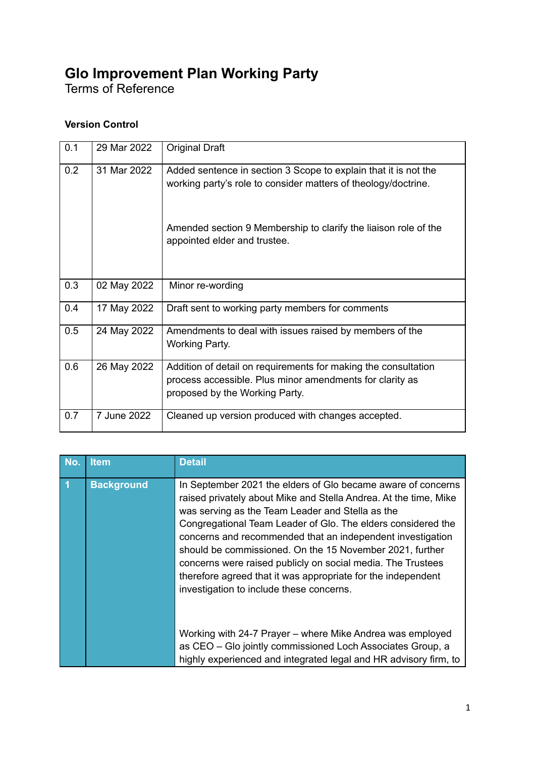# Glo Improvement Plan Working Party

Terms of Reference

**Version Control**

| | | |
|---|---|---|
| 0.1 | 29 Mar 2022 | Original Draft |
| 0.2 | 31 Mar 2022 | Added sentence in section 3 Scope to explain that it is not the working party's role to consider matters of theology/doctrine.<br><br>Amended section 9 Membership to clarify the liaison role of the appointed elder and trustee. |
| 0.3 | 02 May 2022 | Minor re-wording |
| 0.4 | 17 May 2022 | Draft sent to working party members for comments |
| 0.5 | 24 May 2022 | Amendments to deal with issues raised by members of the Working Party. |
| 0.6 | 26 May 2022 | Addition of detail on requirements for making the consultation process accessible. Plus minor amendments for clarity as proposed by the Working Party. |
| 0.7 | 7 June 2022 | Cleaned up version produced with changes accepted. |

| No. | Item | Detail |
|---|---|---|
| 1 | Background | In September 2021 the elders of Glo became aware of concerns raised privately about Mike and Stella Andrea. At the time, Mike was serving as the Team Leader and Stella as the Congregational Team Leader of Glo. The elders considered the concerns and recommended that an independent investigation should be commissioned. On the 15 November 2021, further concerns were raised publicly on social media. The Trustees therefore agreed that it was appropriate for the independent investigation to include these concerns.<br><br>Working with 24-7 Prayer – where Mike Andrea was employed as CEO – Glo jointly commissioned Loch Associates Group, a highly experienced and integrated legal and HR advisory firm, to |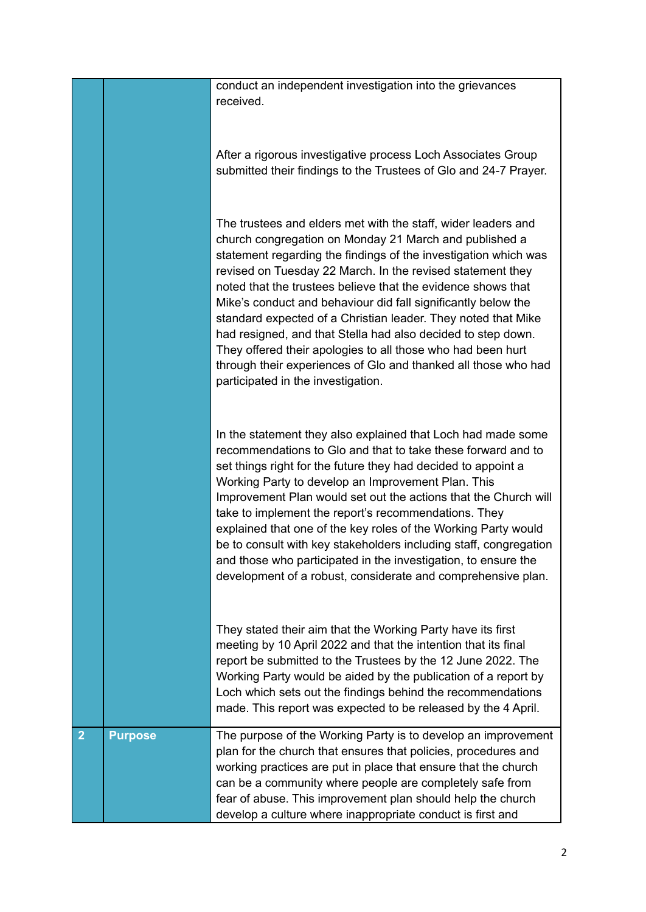| | | |
|---|---|---|
| | | conduct an independent investigation into the grievances received.<br><br>After a rigorous investigative process Loch Associates Group submitted their findings to the Trustees of Glo and 24-7 Prayer.<br><br>The trustees and elders met with the staff, wider leaders and church congregation on Monday 21 March and published a statement regarding the findings of the investigation which was revised on Tuesday 22 March. In the revised statement they noted that the trustees believe that the evidence shows that Mike's conduct and behaviour did fall significantly below the standard expected of a Christian leader. They noted that Mike had resigned, and that Stella had also decided to step down. They offered their apologies to all those who had been hurt through their experiences of Glo and thanked all those who had participated in the investigation.<br><br>In the statement they also explained that Loch had made some recommendations to Glo and that to take these forward and to set things right for the future they had decided to appoint a Working Party to develop an Improvement Plan. This Improvement Plan would set out the actions that the Church will take to implement the report's recommendations. They explained that one of the key roles of the Working Party would be to consult with key stakeholders including staff, congregation and those who participated in the investigation, to ensure the development of a robust, considerate and comprehensive plan.<br><br>They stated their aim that the Working Party have its first meeting by 10 April 2022 and that the intention that its final report be submitted to the Trustees by the 12 June 2022. The Working Party would be aided by the publication of a report by Loch which sets out the findings behind the recommendations made. This report was expected to be released by the 4 April. |
| **2** | **Purpose** | The purpose of the Working Party is to develop an improvement plan for the church that ensures that policies, procedures and working practices are put in place that ensure that the church can be a community where people are completely safe from fear of abuse. This improvement plan should help the church develop a culture where inappropriate conduct is first and |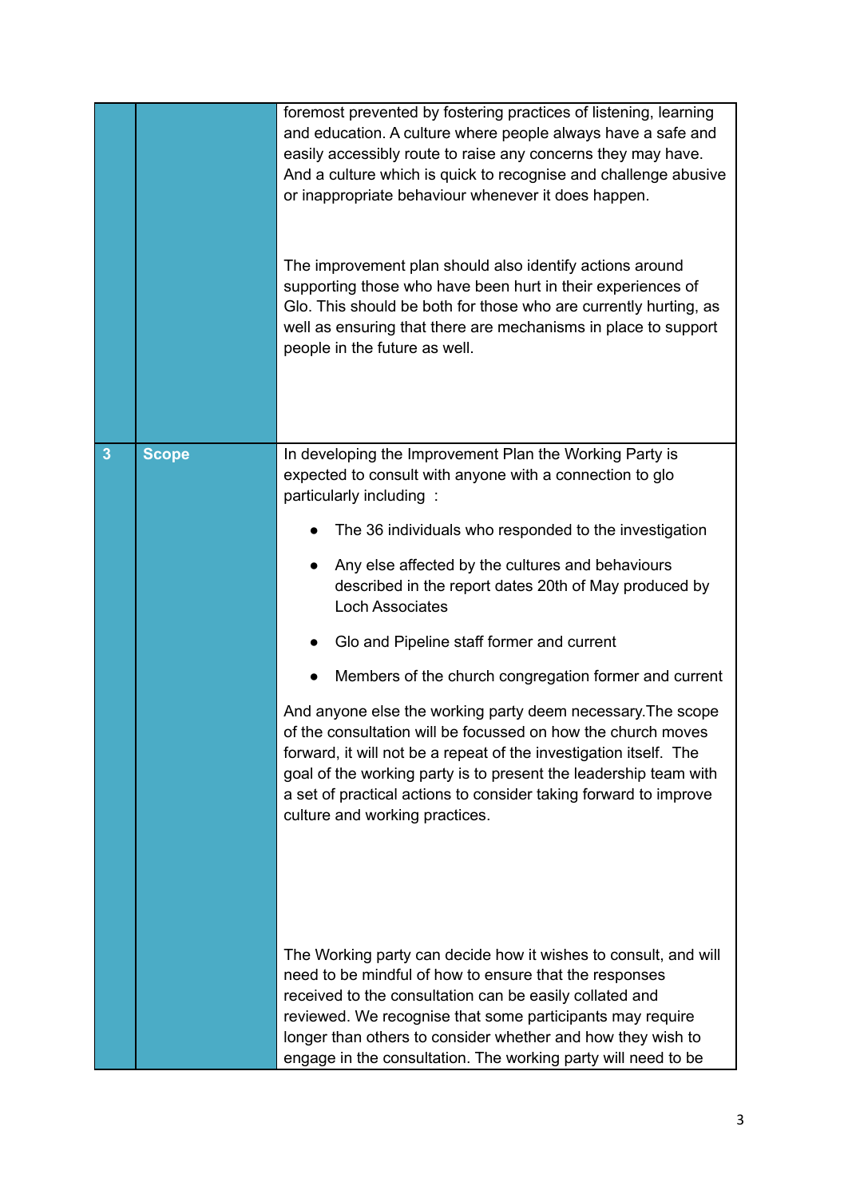| | | |
|---|---|---|
| | | foremost prevented by fostering practices of listening, learning and education. A culture where people always have a safe and easily accessibly route to raise any concerns they may have. And a culture which is quick to recognise and challenge abusive or inappropriate behaviour whenever it does happen.<br><br>The improvement plan should also identify actions around supporting those who have been hurt in their experiences of Glo. This should be both for those who are currently hurting, as well as ensuring that there are mechanisms in place to support people in the future as well. |
| **3** | **Scope** | In developing the Improvement Plan the Working Party is expected to consult with anyone with a connection to glo particularly including :<br><br>• The 36 individuals who responded to the investigation<br>• Any else affected by the cultures and behaviours described in the report dates 20th of May produced by Loch Associates<br>• Glo and Pipeline staff former and current<br>• Members of the church congregation former and current<br><br>And anyone else the working party deem necessary.The scope of the consultation will be focussed on how the church moves forward, it will not be a repeat of the investigation itself. The goal of the working party is to present the leadership team with a set of practical actions to consider taking forward to improve culture and working practices.<br><br>The Working party can decide how it wishes to consult, and will need to be mindful of how to ensure that the responses received to the consultation can be easily collated and reviewed. We recognise that some participants may require longer than others to consider whether and how they wish to engage in the consultation. The working party will need to be |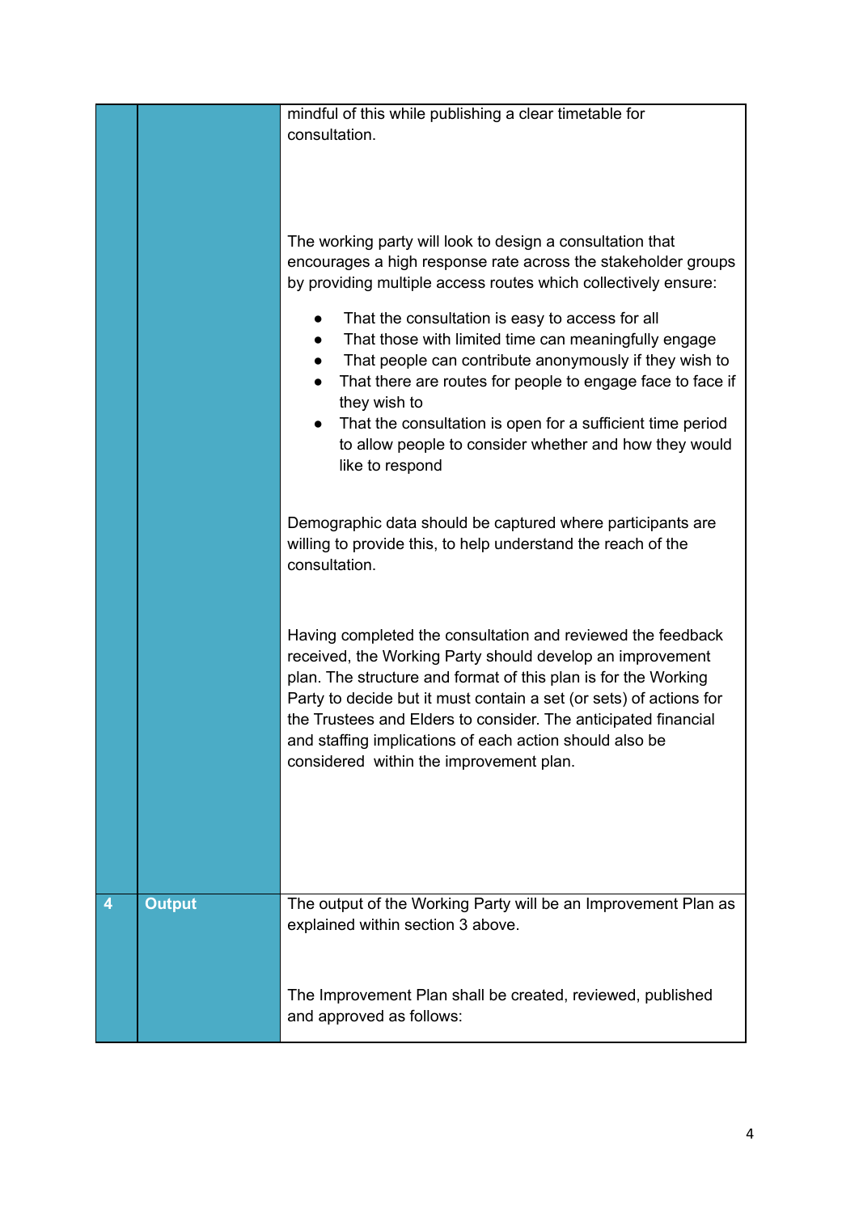| | | |
|---|---|---|
| | | mindful of this while publishing a clear timetable for consultation.<br><br>The working party will look to design a consultation that encourages a high response rate across the stakeholder groups by providing multiple access routes which collectively ensure:<br><br>• That the consultation is easy to access for all<br>• That those with limited time can meaningfully engage<br>• That people can contribute anonymously if they wish to<br>• That there are routes for people to engage face to face if they wish to<br>• That the consultation is open for a sufficient time period to allow people to consider whether and how they would like to respond<br><br>Demographic data should be captured where participants are willing to provide this, to help understand the reach of the consultation.<br><br>Having completed the consultation and reviewed the feedback received, the Working Party should develop an improvement plan. The structure and format of this plan is for the Working Party to decide but it must contain a set (or sets) of actions for the Trustees and Elders to consider. The anticipated financial and staffing implications of each action should also be considered within the improvement plan. |
| **4** | **Output** | The output of the Working Party will be an Improvement Plan as explained within section 3 above.<br><br>The Improvement Plan shall be created, reviewed, published and approved as follows: |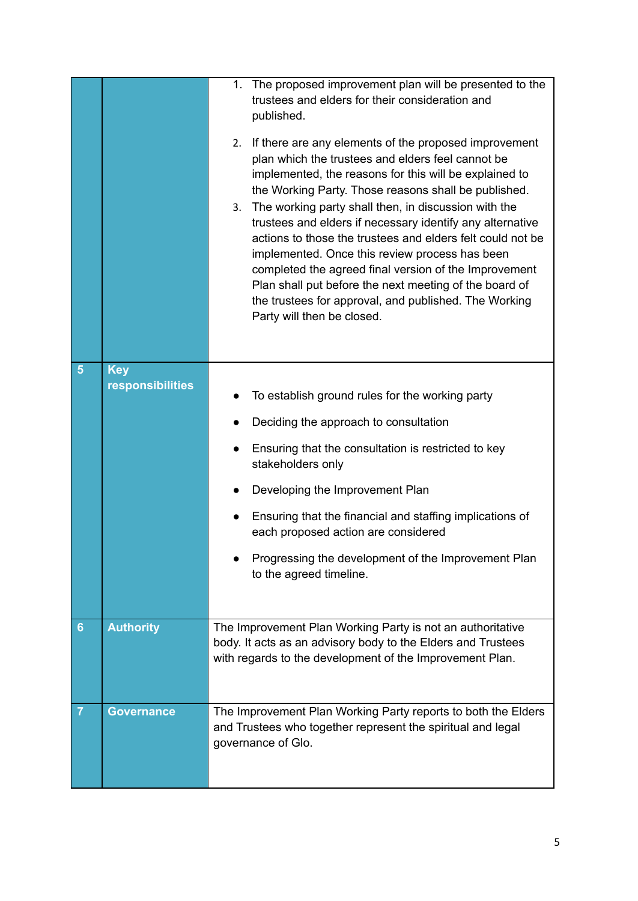| | | |
|---|---|---|
| | | 1. The proposed improvement plan will be presented to the trustees and elders for their consideration and published.<br><br>2. If there are any elements of the proposed improvement plan which the trustees and elders feel cannot be implemented, the reasons for this will be explained to the Working Party. Those reasons shall be published.<br>3. The working party shall then, in discussion with the trustees and elders if necessary identify any alternative actions to those the trustees and elders felt could not be implemented. Once this review process has been completed the agreed final version of the Improvement Plan shall put before the next meeting of the board of the trustees for approval, and published. The Working Party will then be closed. |
| **5** | **Key responsibilities** | • To establish ground rules for the working party<br>• Deciding the approach to consultation<br>• Ensuring that the consultation is restricted to key stakeholders only<br>• Developing the Improvement Plan<br>• Ensuring that the financial and staffing implications of each proposed action are considered<br>• Progressing the development of the Improvement Plan to the agreed timeline. |
| **6** | **Authority** | The Improvement Plan Working Party is not an authoritative body. It acts as an advisory body to the Elders and Trustees with regards to the development of the Improvement Plan. |
| **7** | **Governance** | The Improvement Plan Working Party reports to both the Elders and Trustees who together represent the spiritual and legal governance of Glo. |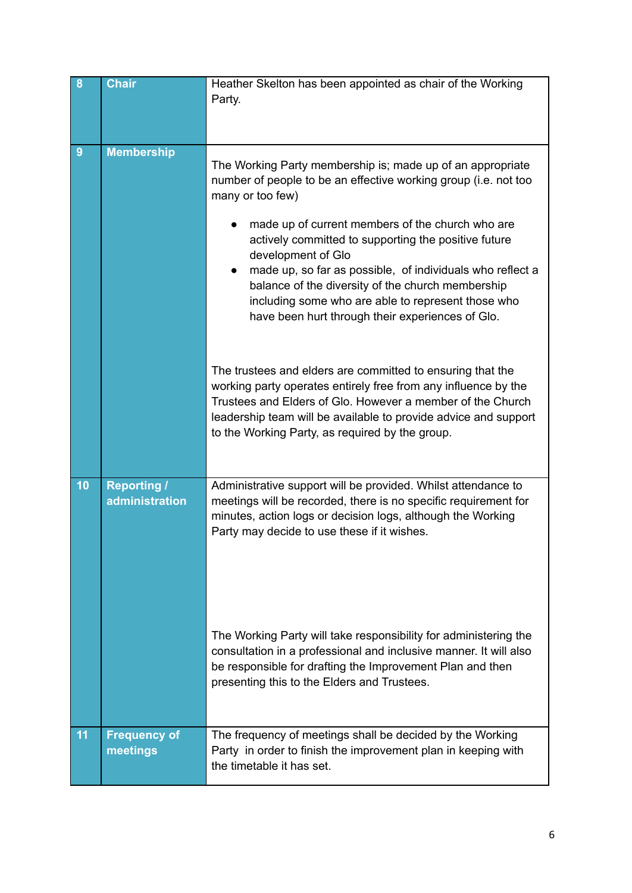| 8 | **Chair** | Heather Skelton has been appointed as chair of the Working Party. |
|---|---|---|
| 9 | **Membership** | The Working Party membership is; made up of an appropriate number of people to be an effective working group (i.e. not too many or too few)<br><br>• made up of current members of the church who are actively committed to supporting the positive future development of Glo<br>• made up, so far as possible, of individuals who reflect a balance of the diversity of the church membership including some who are able to represent those who have been hurt through their experiences of Glo.<br><br>The trustees and elders are committed to ensuring that the working party operates entirely free from any influence by the Trustees and Elders of Glo. However a member of the Church leadership team will be available to provide advice and support to the Working Party, as required by the group. |
| 10 | **Reporting / administration** | Administrative support will be provided. Whilst attendance to meetings will be recorded, there is no specific requirement for minutes, action logs or decision logs, although the Working Party may decide to use these if it wishes.<br><br>The Working Party will take responsibility for administering the consultation in a professional and inclusive manner. It will also be responsible for drafting the Improvement Plan and then presenting this to the Elders and Trustees. |
| 11 | **Frequency of meetings** | The frequency of meetings shall be decided by the Working Party in order to finish the improvement plan in keeping with the timetable it has set. |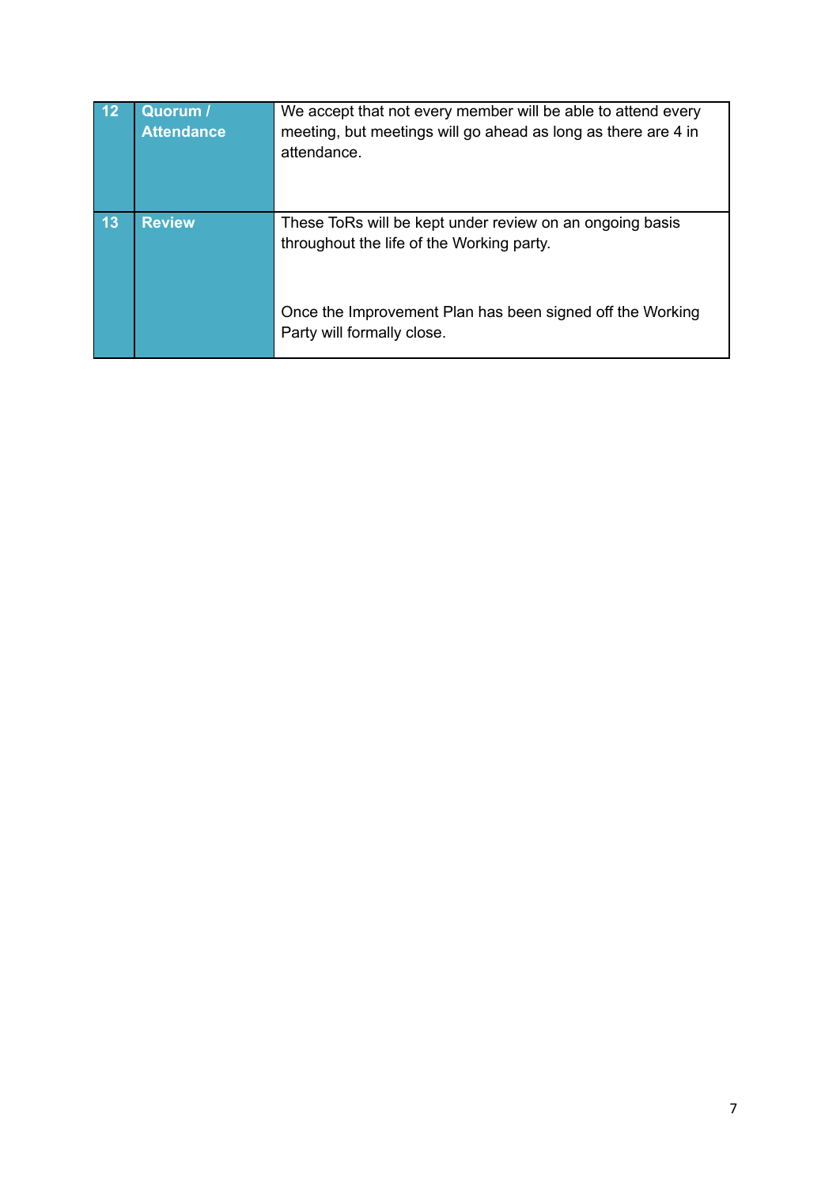| | | |
|---|---|---|
| **12** | **Quorum / Attendance** | We accept that not every member will be able to attend every meeting, but meetings will go ahead as long as there are 4 in attendance. |
| **13** | **Review** | These ToRs will be kept under review on an ongoing basis throughout the life of the Working party.<br><br>Once the Improvement Plan has been signed off the Working Party will formally close. |